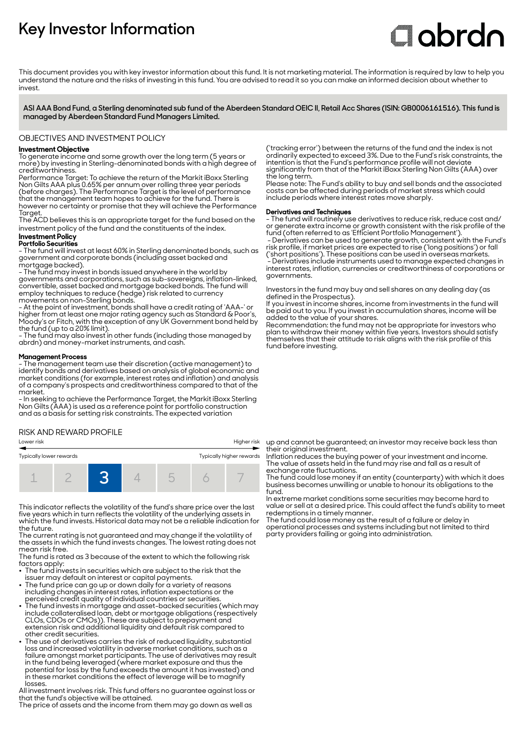# Key Investor Information

abrdn

This document provides you with key investor information about this fund. It is not marketing material. The information is required by law to help you understand the nature and the risks of investing in this fund. You are advised to read it so you can make an informed decision about whether to invest.

**ASI AAA Bond Fund, a Sterling denominated sub fund of the Aberdeen Standard OEIC II, Retail Acc Shares (ISIN: GB0006161516). This fund is managed by Aberdeen Standard Fund Managers Limited.**

## OBJECTIVES AND INVESTMENT POLICY

**Investment Objective**

To generate income and some growth over the long term (5 years or more) by investing in Sterling-denominated bonds with a high degree of creditworthiness.

Performance Target: To achieve the return of the Markit iBoxx Sterling Non Gilts AAA plus 0.65% per annum over rolling three year periods (before charges). The Performance Target is the level of performance that the management team hopes to achieve for the fund. There is however no certainty or promise that they will achieve the Performance Target.

The ACD believes this is an appropriate target for the fund based on the investment policy of the fund and the constituents of the index.

**Investment Policy**

**Portfolio Securities**

- The fund will invest at least 60% in Sterling denominated bonds, such as government and corporate bonds (including asset backed and mortgage backed).
- The fund may invest in bonds issued anywhere in the world by governments and corporations, such as sub-sovereigns, inflation-linked, convertible, asset backed and mortgage backed bonds. The fund will employ techniques to reduce (hedge) risk related to currency movements on non-Sterling bonds.
- At the point of investment, bonds shall have a credit rating of 'AAA-' or higher from at least one major rating agency such as Standard & Poor's, Moody's or Fitch, with the exception of any UK Government bond held by the fund (up to a 20% limit).
- The fund may also invest in other funds (including those managed by abrdn) and money-market instruments, and cash.

**Management Process**

- The management team use their discretion (active management) to identify bonds and derivatives based on analysis of global economic and market conditions (for example, interest rates and inflation) and analysis of a company's prospects and creditworthiness compared to that of the market.
- In seeking to achieve the Performance Target, the Markit iBoxx Sterling Non Gilts (AAA) is used as a reference point for portfolio construction and as a basis for setting risk constraints. The expected variation ('tracking error') between the returns of the fund and the index is not ordinarily expected to exceed 3%. Due to the Fund's risk constraints, the intention is that the Fund's performance profile will not deviate significantly from that of the Markit iBoxx Sterling Non Gilts (AAA) over the long term.

Please note: The Fund's ability to buy and sell bonds and the associated costs can be affected during periods of market stress which could include periods where interest rates move sharply.

**Derivatives and Techniques**

- The fund will routinely use derivatives to reduce risk, reduce cost and/or generate extra income or growth consistent with the risk profile of the fund (often referred to as 'Efficient Portfolio Management').
- Derivatives can be used to generate growth, consistent with the Fund's risk profile, if market prices are expected to rise ('long positions') or fall ('short positions'). These positions can be used in overseas markets.
- Derivatives include instruments used to manage expected changes in interest rates, inflation, currencies or creditworthiness of corporations or governments.

Investors in the fund may buy and sell shares on any dealing day (as defined in the Prospectus).

If you invest in income shares, income from investments in the fund will be paid out to you. If you invest in accumulation shares, income will be added to the value of your shares.

Recommendation: the fund may not be appropriate for investors who plan to withdraw their money within five years. Investors should satisfy themselves that their attitude to risk aligns with the risk profile of this fund before investing.

## RISK AND REWARD PROFILE

Lower risk — Higher risk

Typically lower rewards — Typically higher rewards

| 1 | 2 | **3** | 4 | 5 | 6 | 7 |
|---|---|---|---|---|---|---|

This indicator reflects the volatility of the fund's share price over the last five years which in turn reflects the volatility of the underlying assets in which the fund invests. Historical data may not be a reliable indication for the future.

The current rating is not guaranteed and may change if the volatility of the assets in which the fund invests changes. The lowest rating does not mean risk free.

The fund is rated as 3 because of the extent to which the following risk factors apply:

- The fund invests in securities which are subject to the risk that the issuer may default on interest or capital payments.
- The fund price can go up or down daily for a variety of reasons including changes in interest rates, inflation expectations or the perceived credit quality of individual countries or securities.
- The fund invests in mortgage and asset-backed securities (which may include collateralised loan, debt or mortgage obligations (respectively CLOs, CDOs or CMOs)). These are subject to prepayment and extension risk and additional liquidity and default risk compared to other credit securities.
- The use of derivatives carries the risk of reduced liquidity, substantial loss and increased volatility in adverse market conditions, such as a failure amongst market participants. The use of derivatives may result in the fund being leveraged (where market exposure and thus the potential for loss by the fund exceeds the amount it has invested) and in these market conditions the effect of leverage will be to magnify losses.

All investment involves risk. This fund offers no guarantee against loss or that the fund's objective will be attained.

The price of assets and the income from them may go down as well as up and cannot be guaranteed; an investor may receive back less than their original investment.

Inflation reduces the buying power of your investment and income.

The value of assets held in the fund may rise and fall as a result of exchange rate fluctuations.

The fund could lose money if an entity (counterparty) with which it does business becomes unwilling or unable to honour its obligations to the fund.

In extreme market conditions some securities may become hard to value or sell at a desired price. This could affect the fund's ability to meet redemptions in a timely manner.

The fund could lose money as the result of a failure or delay in operational processes and systems including but not limited to third party providers failing or going into administration.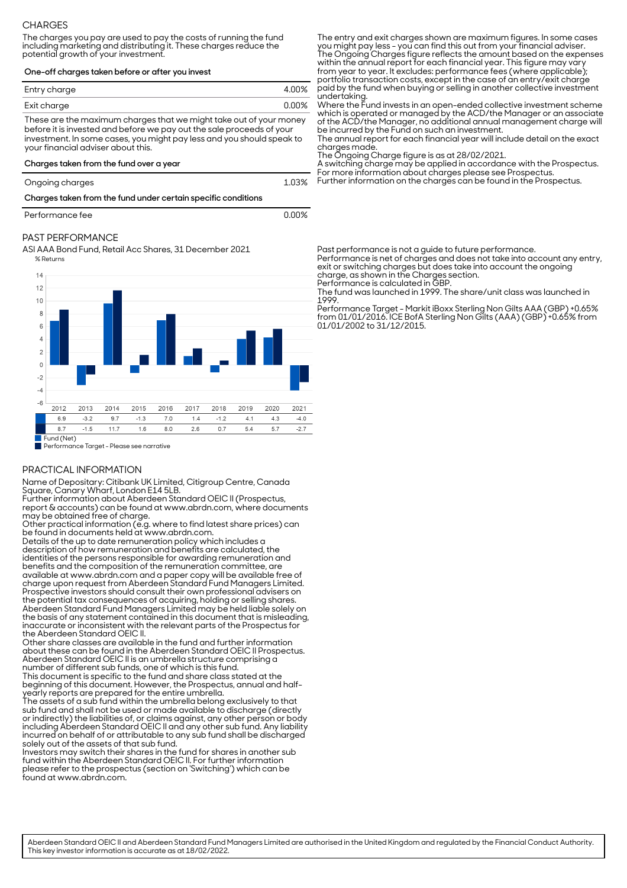## CHARGES

The charges you pay are used to pay the costs of running the fund including marketing and distributing it. These charges reduce the potential growth of your investment.

| One-off charges taken before or after you invest | |
|---|---|
| Entry charge | 4.00% |
| Exit charge | 0.00% |

These are the maximum charges that we might take out of your money before it is invested and before we pay out the sale proceeds of your investment. In some cases, you might pay less and you should speak to your financial adviser about this.

| Charges taken from the fund over a year | |
|---|---|
| Ongoing charges | 1.03% |

| Charges taken from the fund under certain specific conditions | |
|---|---|
| Performance fee | 0.00% |

The entry and exit charges shown are maximum figures. In some cases you might pay less - you can find this out from your financial adviser. The Ongoing Charges figure reflects the amount based on the expenses within the annual report for each financial year. This figure may vary from year to year. It excludes: performance fees (where applicable); portfolio transaction costs, except in the case of an entry/exit charge paid by the fund when buying or selling in another collective investment undertaking.

Where the Fund invests in an open-ended collective investment scheme which is operated or managed by the ACD/the Manager or an associate of the ACD/the Manager, no additional annual management charge will be incurred by the Fund on such an investment.

The annual report for each financial year will include detail on the exact charges made.

The Ongoing Charge figure is as at 28/02/2021.

A switching charge may be applied in accordance with the Prospectus. For more information about charges please see Prospectus.

Further information on the charges can be found in the Prospectus.

## PAST PERFORMANCE

ASI AAA Bond Fund, Retail Acc Shares, 31 December 2021

% Returns

14
12
10
8
6
4
2
0
-2
-4
-6

2012 2013 2014 2015 2016 2017 2018 2019 2020 2021

6.9 -3.2 9.7 -1.3 7.0 1.4 -1.2 4.1 4.3 -4.0

8.7 -1.5 11.7 1.6 8.0 2.6 0.7 5.4 5.7 -2.7

Fund (Net)

Performance Target - Please see narrative

Past performance is not a guide to future performance.

Performance is net of charges and does not take into account any entry, exit or switching charges but does take into account the ongoing charge, as shown in the Charges section.

Performance is calculated in GBP.

The fund was launched in 1999. The share/unit class was launched in 1999.

Performance Target - Markit iBoxx Sterling Non Gilts AAA (GBP) +0.65% from 01/01/2016. ICE BofA Sterling Non Gilts (AAA) (GBP) +0.65% from 01/01/2002 to 31/12/2015.

## PRACTICAL INFORMATION

Name of Depositary: Citibank UK Limited, Citigroup Centre, Canada Square, Canary Wharf, London E14 5LB.

Further information about Aberdeen Standard OEIC II (Prospectus, report & accounts) can be found at www.abrdn.com, where documents may be obtained free of charge.

Other practical information (e.g. where to find latest share prices) can be found in documents held at www.abrdn.com.

Details of the up to date remuneration policy which includes a description of how remuneration and benefits are calculated, the identities of the persons responsible for awarding remuneration and benefits and the composition of the remuneration committee, are available at www.abrdn.com and a paper copy will be available free of charge upon request from Aberdeen Standard Fund Managers Limited.

Prospective investors should consult their own professional advisers on the potential tax consequences of acquiring, holding or selling shares.

Aberdeen Standard Fund Managers Limited may be held liable solely on the basis of any statement contained in this document that is misleading, inaccurate or inconsistent with the relevant parts of the Prospectus for the Aberdeen Standard OEIC II.

Other share classes are available in the fund and further information about these can be found in the Aberdeen Standard OEIC II Prospectus.

Aberdeen Standard OEIC II is an umbrella structure comprising a number of different sub funds, one of which is this fund.

This document is specific to the fund and share class stated at the beginning of this document. However, the Prospectus, annual and half-yearly reports are prepared for the entire umbrella.

The assets of a sub fund within the umbrella belong exclusively to that sub fund and shall not be used or made available to discharge (directly or indirectly) the liabilities of, or claims against, any other person or body including Aberdeen Standard OEIC II and any other sub fund. Any liability incurred on behalf of or attributable to any sub fund shall be discharged solely out of the assets of that sub fund.

Investors may switch their shares in the fund for shares in another sub fund within the Aberdeen Standard OEIC II. For further information please refer to the prospectus (section on 'Switching') which can be found at www.abrdn.com.

Aberdeen Standard OEIC II and Aberdeen Standard Fund Managers Limited are authorised in the United Kingdom and regulated by the Financial Conduct Authority. This key investor information is accurate as at 18/02/2022.